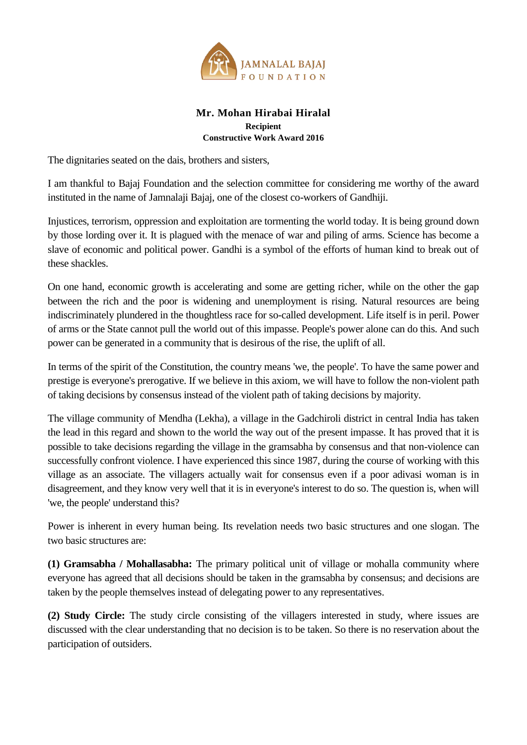JAMNALAL BAJAJ FOUNDATION

**Mr. Mohan Hirabai Hiralal**

**Recipient**

**Constructive Work Award 2016**

The dignitaries seated on the dais, brothers and sisters,

I am thankful to Bajaj Foundation and the selection committee for considering me worthy of the award instituted in the name of Jamnalaji Bajaj, one of the closest co-workers of Gandhiji.

Injustices, terrorism, oppression and exploitation are tormenting the world today. It is being ground down by those lording over it. It is plagued with the menace of war and piling of arms. Science has become a slave of economic and political power. Gandhi is a symbol of the efforts of human kind to break out of these shackles.

On one hand, economic growth is accelerating and some are getting richer, while on the other the gap between the rich and the poor is widening and unemployment is rising. Natural resources are being indiscriminately plundered in the thoughtless race for so-called development. Life itself is in peril. Power of arms or the State cannot pull the world out of this impasse. People's power alone can do this. And such power can be generated in a community that is desirous of the rise, the uplift of all.

In terms of the spirit of the Constitution, the country means 'we, the people'. To have the same power and prestige is everyone's prerogative. If we believe in this axiom, we will have to follow the non-violent path of taking decisions by consensus instead of the violent path of taking decisions by majority.

The village community of Mendha (Lekha), a village in the Gadchiroli district in central India has taken the lead in this regard and shown to the world the way out of the present impasse. It has proved that it is possible to take decisions regarding the village in the gramsabha by consensus and that non-violence can successfully confront violence. I have experienced this since 1987, during the course of working with this village as an associate. The villagers actually wait for consensus even if a poor adivasi woman is in disagreement, and they know very well that it is in everyone's interest to do so. The question is, when will 'we, the people' understand this?

Power is inherent in every human being. Its revelation needs two basic structures and one slogan. The two basic structures are:

**(1) Gramsabha / Mohallasabha:** The primary political unit of village or mohalla community where everyone has agreed that all decisions should be taken in the gramsabha by consensus; and decisions are taken by the people themselves instead of delegating power to any representatives.

**(2) Study Circle:** The study circle consisting of the villagers interested in study, where issues are discussed with the clear understanding that no decision is to be taken. So there is no reservation about the participation of outsiders.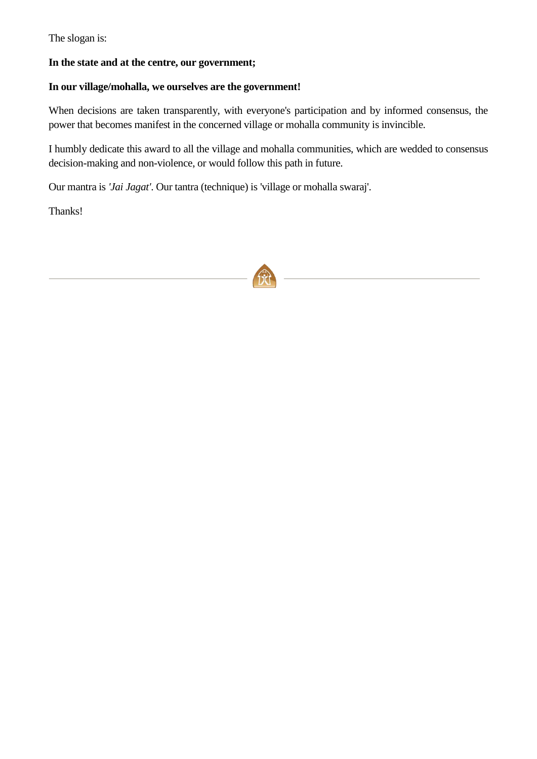The slogan is:

**In the state and at the centre, our government;**

**In our village/mohalla, we ourselves are the government!**

When decisions are taken transparently, with everyone's participation and by informed consensus, the power that becomes manifest in the concerned village or mohalla community is invincible.

I humbly dedicate this award to all the village and mohalla communities, which are wedded to consensus decision-making and non-violence, or would follow this path in future.

Our mantra is *'Jai Jagat'*. Our tantra (technique) is 'village or mohalla swaraj'.

Thanks!